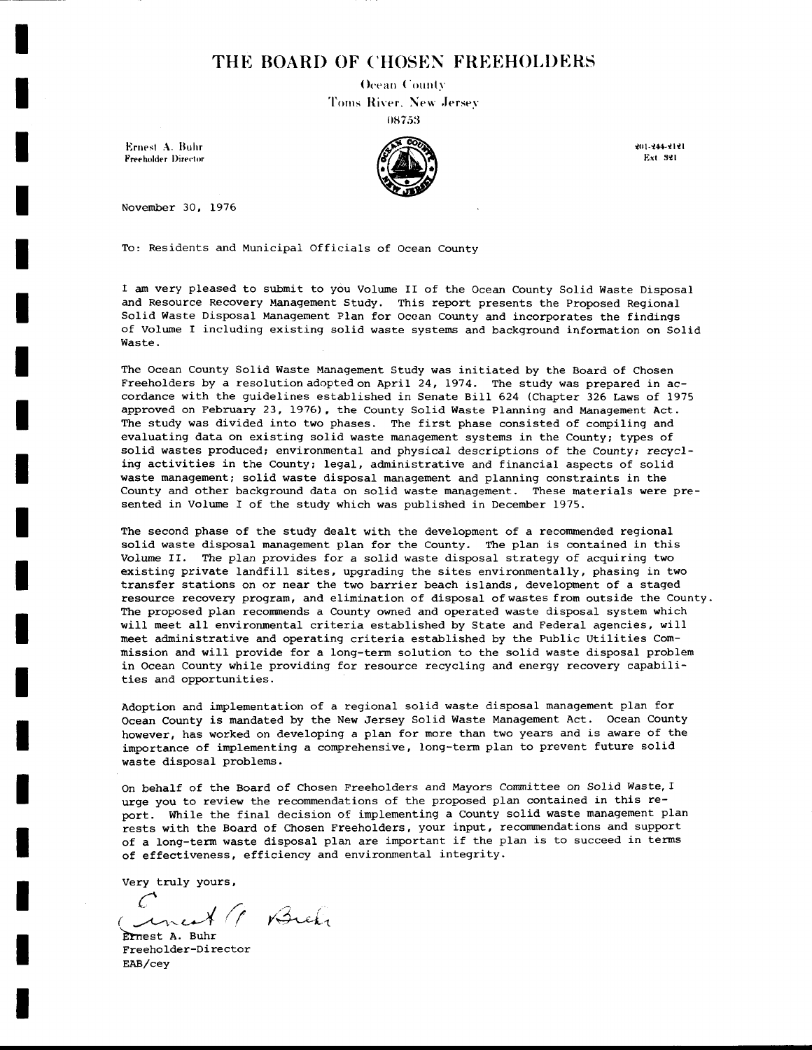# THE BOARD OF CHOSEN FREEHOLDERS

Ocean County
Toms River, New Jersey
08753

Ernest A. Buhr
Freeholder Director

201-244-2121
Ext. 321

November 30, 1976

To: Residents and Municipal Officials of Ocean County

I am very pleased to submit to you Volume II of the Ocean County Solid Waste Disposal and Resource Recovery Management Study. This report presents the Proposed Regional Solid Waste Disposal Management Plan for Ocean County and incorporates the findings of Volume I including existing solid waste systems and background information on Solid Waste.

The Ocean County Solid Waste Management Study was initiated by the Board of Chosen Freeholders by a resolution adopted on April 24, 1974. The study was prepared in accordance with the guidelines established in Senate Bill 624 (Chapter 326 Laws of 1975 approved on February 23, 1976), the County Solid Waste Planning and Management Act. The study was divided into two phases. The first phase consisted of compiling and evaluating data on existing solid waste management systems in the County; types of solid wastes produced; environmental and physical descriptions of the County; recycling activities in the County; legal, administrative and financial aspects of solid waste management; solid waste disposal management and planning constraints in the County and other background data on solid waste management. These materials were presented in Volume I of the study which was published in December 1975.

The second phase of the study dealt with the development of a recommended regional solid waste disposal management plan for the County. The plan is contained in this Volume II. The plan provides for a solid waste disposal strategy of acquiring two existing private landfill sites, upgrading the sites environmentally, phasing in two transfer stations on or near the two barrier beach islands, development of a staged resource recovery program, and elimination of disposal of wastes from outside the County. The proposed plan recommends a County owned and operated waste disposal system which will meet all environmental criteria established by State and Federal agencies, will meet administrative and operating criteria established by the Public Utilities Commission and will provide for a long-term solution to the solid waste disposal problem in Ocean County while providing for resource recycling and energy recovery capabilities and opportunities.

Adoption and implementation of a regional solid waste disposal management plan for Ocean County is mandated by the New Jersey Solid Waste Management Act. Ocean County however, has worked on developing a plan for more than two years and is aware of the importance of implementing a comprehensive, long-term plan to prevent future solid waste disposal problems.

On behalf of the Board of Chosen Freeholders and Mayors Committee on Solid Waste, I urge you to review the recommendations of the proposed plan contained in this report. While the final decision of implementing a County solid waste management plan rests with the Board of Chosen Freeholders, your input, recommendations and support of a long-term waste disposal plan are important if the plan is to succeed in terms of effectiveness, efficiency and environmental integrity.

Very truly yours,

Ernest A. Buhr
Freeholder-Director
EAB/cey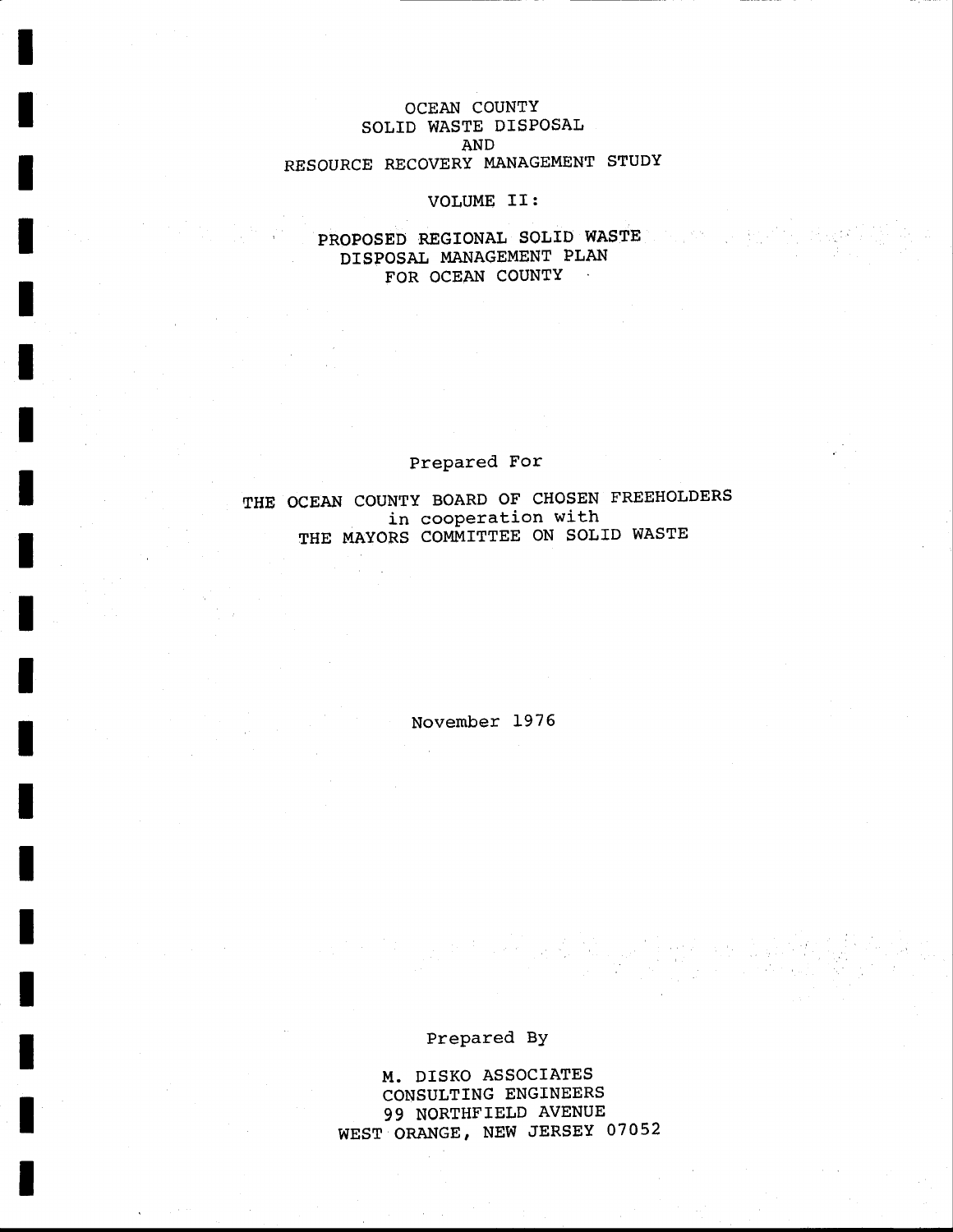# OCEAN COUNTY SOLID WASTE DISPOSAL AND RESOURCE RECOVERY MANAGEMENT STUDY

## VOLUME II:

## PROPOSED REGIONAL SOLID WASTE DISPOSAL MANAGEMENT PLAN FOR OCEAN COUNTY

Prepared For

THE OCEAN COUNTY BOARD OF CHOSEN FREEHOLDERS
in cooperation with
THE MAYORS COMMITTEE ON SOLID WASTE

November 1976

Prepared By

M. DISKO ASSOCIATES
CONSULTING ENGINEERS
99 NORTHFIELD AVENUE
WEST ORANGE, NEW JERSEY 07052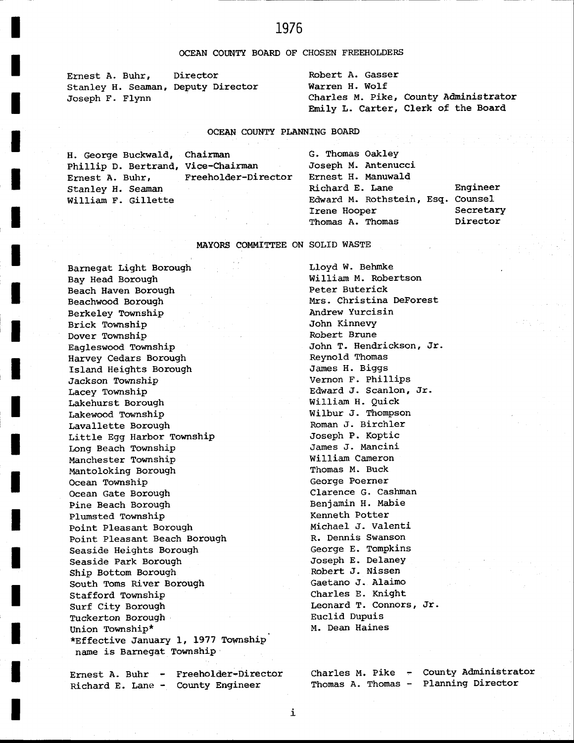# 1976

## OCEAN COUNTY BOARD OF CHOSEN FREEHOLDERS

Ernest A. Buhr, Director
Stanley H. Seaman, Deputy Director
Joseph F. Flynn
Robert A. Gasser
Warren H. Wolf
Charles M. Pike, County Administrator
Emily L. Carter, Clerk of the Board

## OCEAN COUNTY PLANNING BOARD

H. George Buckwald, Chairman
Phillip D. Bertrand, Vice-Chairman
Ernest A. Buhr, Freeholder-Director
Stanley H. Seaman
William F. Gillette
G. Thomas Oakley
Joseph M. Antenucci
Ernest H. Manuwald
Richard E. Lane, Engineer
Edward M. Rothstein, Esq., Counsel
Irene Hooper, Secretary
Thomas A. Thomas, Director

## MAYORS COMMITTEE ON SOLID WASTE

| Municipality | Mayor |
|---|---|
| Barnegat Light Borough | Lloyd W. Behmke |
| Bay Head Borough | William M. Robertson |
| Beach Haven Borough | Peter Buterick |
| Beachwood Borough | Mrs. Christina DeForest |
| Berkeley Township | Andrew Yurcisin |
| Brick Township | John Kinnevy |
| Dover Township | Robert Brune |
| Eagleswood Township | John T. Hendrickson, Jr. |
| Harvey Cedars Borough | Reynold Thomas |
| Island Heights Borough | James H. Biggs |
| Jackson Township | Vernon F. Phillips |
| Lacey Township | Edward J. Scanlon, Jr. |
| Lakehurst Borough | William H. Quick |
| Lakewood Township | Wilbur J. Thompson |
| Lavallette Borough | Roman J. Birchler |
| Little Egg Harbor Township | Joseph P. Koptic |
| Long Beach Township | James J. Mancini |
| Manchester Township | William Cameron |
| Mantoloking Borough | Thomas M. Buck |
| Ocean Township | George Poerner |
| Ocean Gate Borough | Clarence G. Cashman |
| Pine Beach Borough | Benjamin H. Mabie |
| Plumsted Township | Kenneth Potter |
| Point Pleasant Borough | Michael J. Valenti |
| Point Pleasant Beach Borough | R. Dennis Swanson |
| Seaside Heights Borough | George E. Tompkins |
| Seaside Park Borough | Joseph E. Delaney |
| Ship Bottom Borough | Robert J. Nissen |
| South Toms River Borough | Gaetano J. Alaimo |
| Stafford Township | Charles E. Knight |
| Surf City Borough | Leonard T. Connors, Jr. |
| Tuckerton Borough | Euclid Dupuis |
| Union Township* | M. Dean Haines |

*Effective January 1, 1977 Township name is Barnegat Township

Ernest A. Buhr - Freeholder-Director
Richard E. Lane - County Engineer
Charles M. Pike - County Administrator
Thomas A. Thomas - Planning Director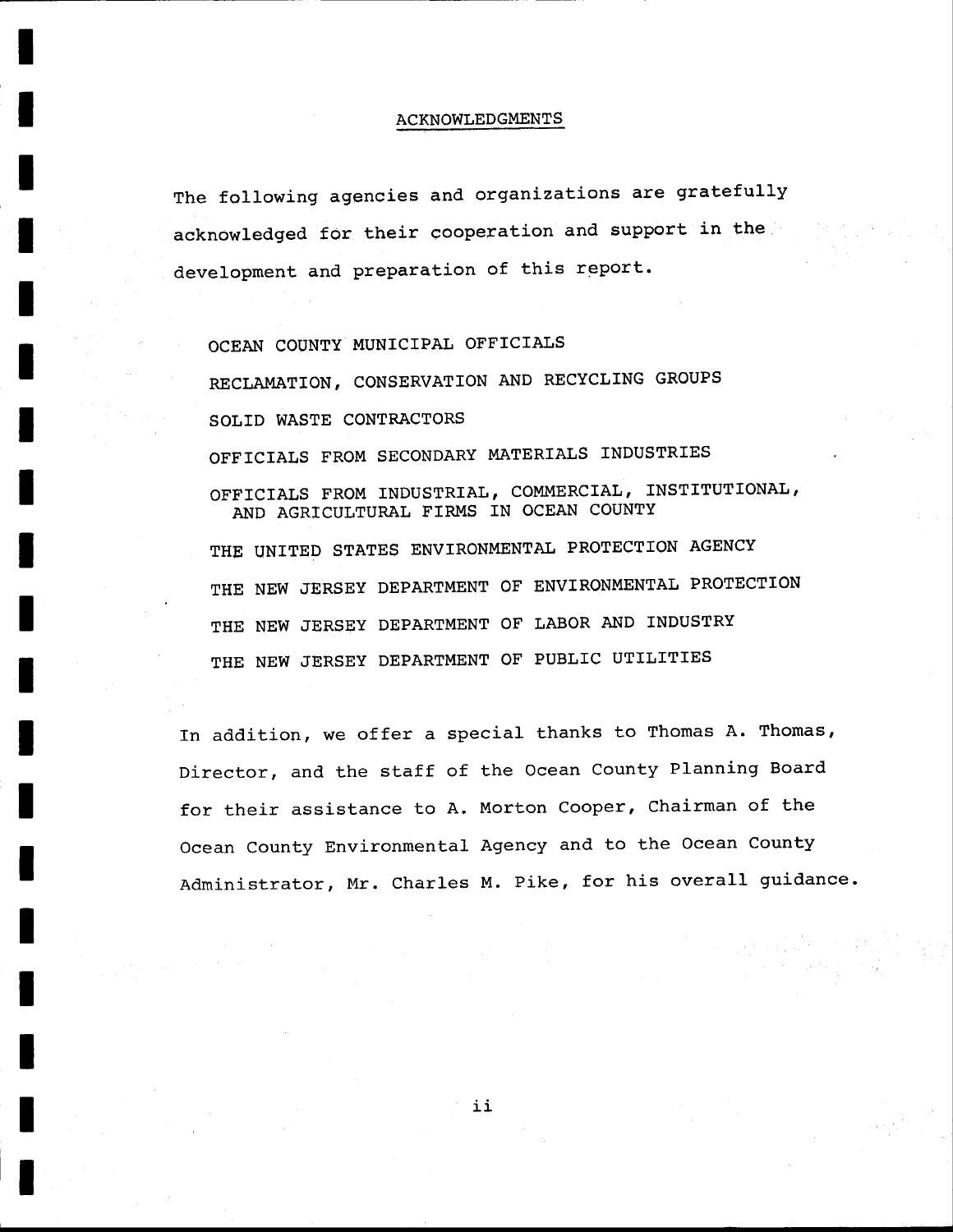## ACKNOWLEDGMENTS

The following agencies and organizations are gratefully acknowledged for their cooperation and support in the development and preparation of this report.

- OCEAN COUNTY MUNICIPAL OFFICIALS
- RECLAMATION, CONSERVATION AND RECYCLING GROUPS
- SOLID WASTE CONTRACTORS
- OFFICIALS FROM SECONDARY MATERIALS INDUSTRIES
- OFFICIALS FROM INDUSTRIAL, COMMERCIAL, INSTITUTIONAL, AND AGRICULTURAL FIRMS IN OCEAN COUNTY
- THE UNITED STATES ENVIRONMENTAL PROTECTION AGENCY
- THE NEW JERSEY DEPARTMENT OF ENVIRONMENTAL PROTECTION
- THE NEW JERSEY DEPARTMENT OF LABOR AND INDUSTRY
- THE NEW JERSEY DEPARTMENT OF PUBLIC UTILITIES

In addition, we offer a special thanks to Thomas A. Thomas, Director, and the staff of the Ocean County Planning Board for their assistance to A. Morton Cooper, Chairman of the Ocean County Environmental Agency and to the Ocean County Administrator, Mr. Charles M. Pike, for his overall guidance.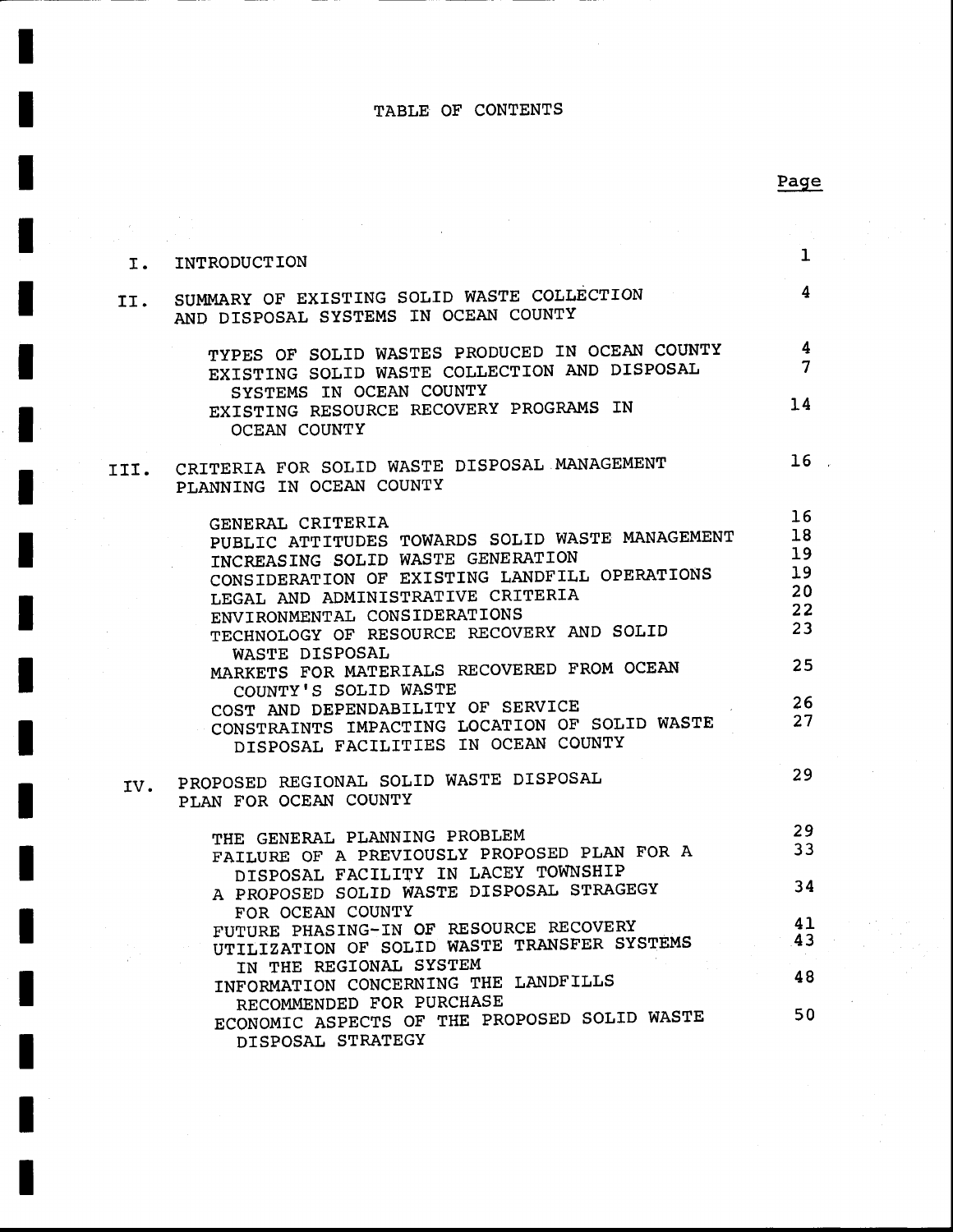# TABLE OF CONTENTS

| | | Page |
|---|---|---|
| I. | INTRODUCTION | 1 |
| II. | SUMMARY OF EXISTING SOLID WASTE COLLECTION AND DISPOSAL SYSTEMS IN OCEAN COUNTY | 4 |
| | TYPES OF SOLID WASTES PRODUCED IN OCEAN COUNTY | 4 |
| | EXISTING SOLID WASTE COLLECTION AND DISPOSAL SYSTEMS IN OCEAN COUNTY | 7 |
| | EXISTING RESOURCE RECOVERY PROGRAMS IN OCEAN COUNTY | 14 |
| III. | CRITERIA FOR SOLID WASTE DISPOSAL MANAGEMENT PLANNING IN OCEAN COUNTY | 16 |
| | GENERAL CRITERIA | 16 |
| | PUBLIC ATTITUDES TOWARDS SOLID WASTE MANAGEMENT | 18 |
| | INCREASING SOLID WASTE GENERATION | 19 |
| | CONSIDERATION OF EXISTING LANDFILL OPERATIONS | 19 |
| | LEGAL AND ADMINISTRATIVE CRITERIA | 20 |
| | ENVIRONMENTAL CONSIDERATIONS | 22 |
| | TECHNOLOGY OF RESOURCE RECOVERY AND SOLID WASTE DISPOSAL | 23 |
| | MARKETS FOR MATERIALS RECOVERED FROM OCEAN COUNTY'S SOLID WASTE | 25 |
| | COST AND DEPENDABILITY OF SERVICE | 26 |
| | CONSTRAINTS IMPACTING LOCATION OF SOLID WASTE DISPOSAL FACILITIES IN OCEAN COUNTY | 27 |
| IV. | PROPOSED REGIONAL SOLID WASTE DISPOSAL PLAN FOR OCEAN COUNTY | 29 |
| | THE GENERAL PLANNING PROBLEM | 29 |
| | FAILURE OF A PREVIOUSLY PROPOSED PLAN FOR A DISPOSAL FACILITY IN LACEY TOWNSHIP | 33 |
| | A PROPOSED SOLID WASTE DISPOSAL STRAGEGY FOR OCEAN COUNTY | 34 |
| | FUTURE PHASING-IN OF RESOURCE RECOVERY | 41 |
| | UTILIZATION OF SOLID WASTE TRANSFER SYSTEMS IN THE REGIONAL SYSTEM | 43 |
| | INFORMATION CONCERNING THE LANDFILLS RECOMMENDED FOR PURCHASE | 48 |
| | ECONOMIC ASPECTS OF THE PROPOSED SOLID WASTE DISPOSAL STRATEGY | 50 |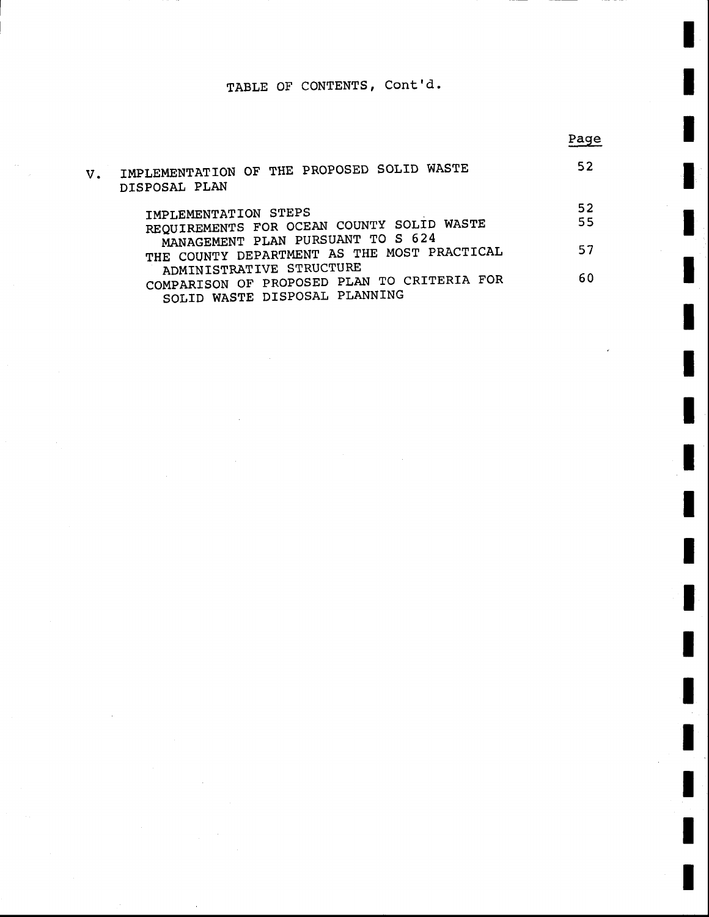TABLE OF CONTENTS, Cont'd.

| | | Page |
|---|---|---|
| V. | IMPLEMENTATION OF THE PROPOSED SOLID WASTE DISPOSAL PLAN | 52 |
| | IMPLEMENTATION STEPS | 52 |
| | REQUIREMENTS FOR OCEAN COUNTY SOLID WASTE MANAGEMENT PLAN PURSUANT TO S 624 | 55 |
| | THE COUNTY DEPARTMENT AS THE MOST PRACTICAL ADMINISTRATIVE STRUCTURE | 57 |
| | COMPARISON OF PROPOSED PLAN TO CRITERIA FOR SOLID WASTE DISPOSAL PLANNING | 60 |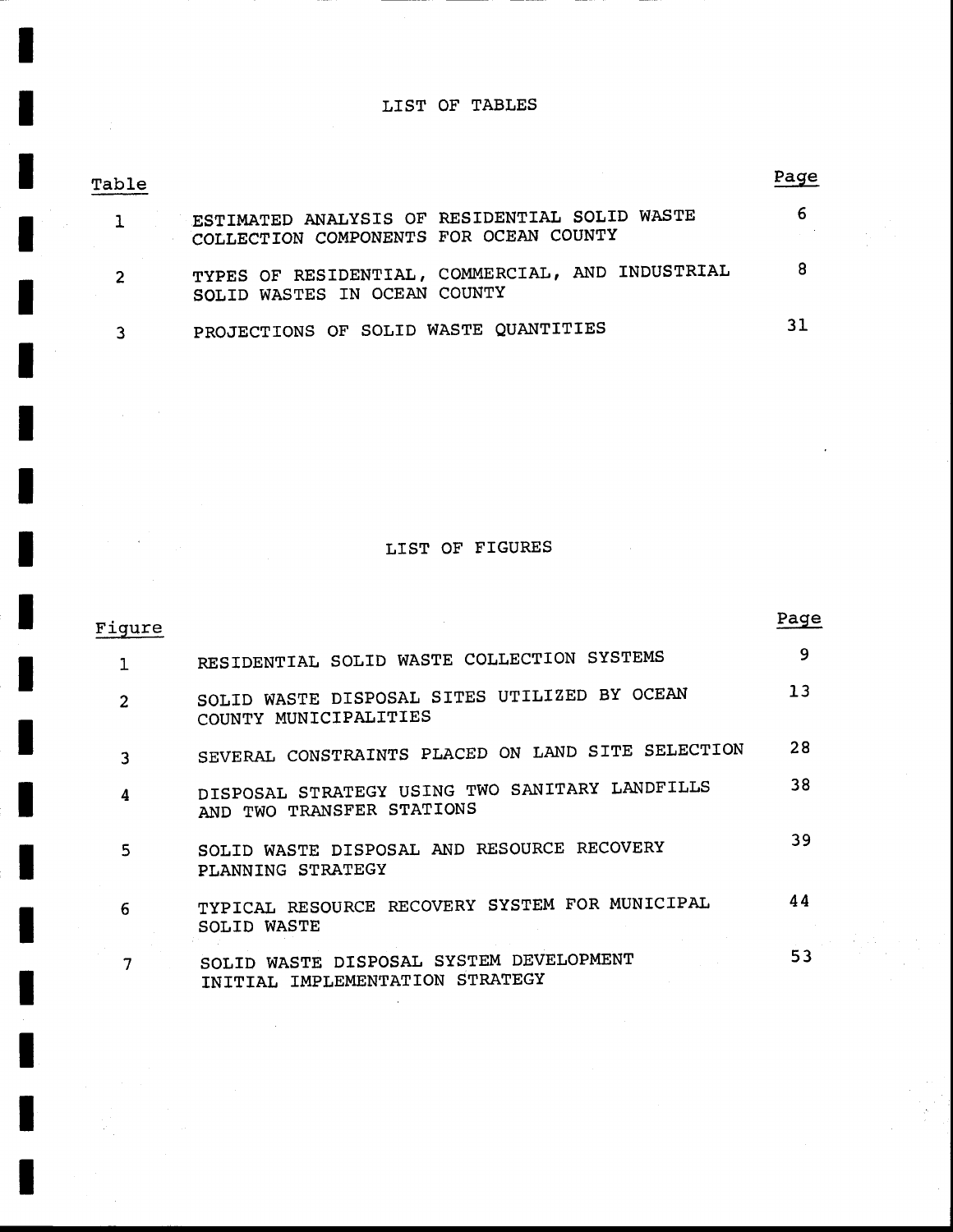# LIST OF TABLES

| Table | | Page |
|---|---|---|
| 1 | ESTIMATED ANALYSIS OF RESIDENTIAL SOLID WASTE COLLECTION COMPONENTS FOR OCEAN COUNTY | 6 |
| 2 | TYPES OF RESIDENTIAL, COMMERCIAL, AND INDUSTRIAL SOLID WASTES IN OCEAN COUNTY | 8 |
| 3 | PROJECTIONS OF SOLID WASTE QUANTITIES | 31 |

# LIST OF FIGURES

| Figure | | Page |
|---|---|---|
| 1 | RESIDENTIAL SOLID WASTE COLLECTION SYSTEMS | 9 |
| 2 | SOLID WASTE DISPOSAL SITES UTILIZED BY OCEAN COUNTY MUNICIPALITIES | 13 |
| 3 | SEVERAL CONSTRAINTS PLACED ON LAND SITE SELECTION | 28 |
| 4 | DISPOSAL STRATEGY USING TWO SANITARY LANDFILLS AND TWO TRANSFER STATIONS | 38 |
| 5 | SOLID WASTE DISPOSAL AND RESOURCE RECOVERY PLANNING STRATEGY | 39 |
| 6 | TYPICAL RESOURCE RECOVERY SYSTEM FOR MUNICIPAL SOLID WASTE | 44 |
| 7 | SOLID WASTE DISPOSAL SYSTEM DEVELOPMENT INITIAL IMPLEMENTATION STRATEGY | 53 |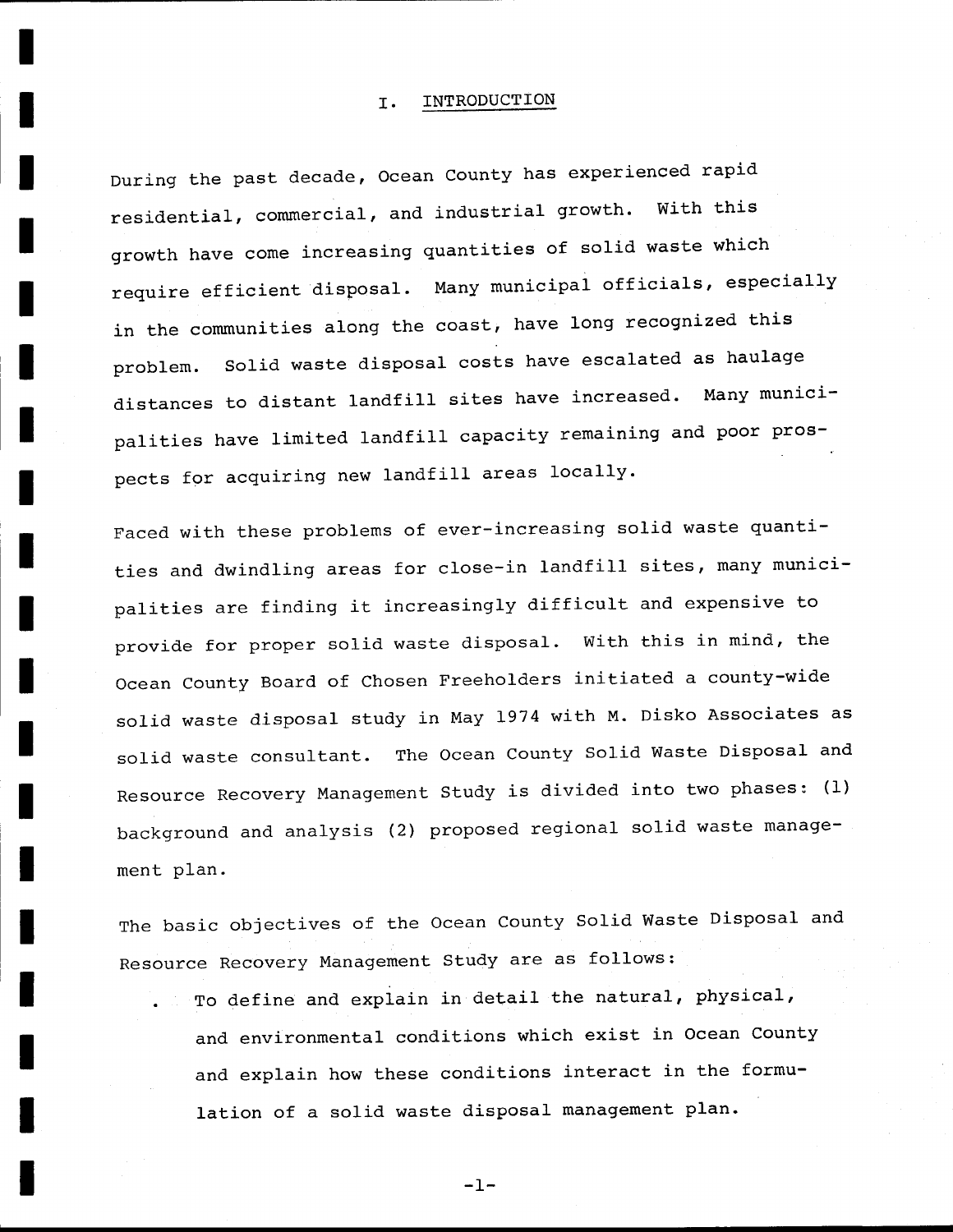# I. INTRODUCTION

During the past decade, Ocean County has experienced rapid residential, commercial, and industrial growth. With this growth have come increasing quantities of solid waste which require efficient disposal. Many municipal officials, especially in the communities along the coast, have long recognized this problem. Solid waste disposal costs have escalated as haulage distances to distant landfill sites have increased. Many municipalities have limited landfill capacity remaining and poor prospects for acquiring new landfill areas locally.

Faced with these problems of ever-increasing solid waste quantities and dwindling areas for close-in landfill sites, many municipalities are finding it increasingly difficult and expensive to provide for proper solid waste disposal. With this in mind, the Ocean County Board of Chosen Freeholders initiated a county-wide solid waste disposal study in May 1974 with M. Disko Associates as solid waste consultant. The Ocean County Solid Waste Disposal and Resource Recovery Management Study is divided into two phases: (1) background and analysis (2) proposed regional solid waste management plan.

The basic objectives of the Ocean County Solid Waste Disposal and Resource Recovery Management Study are as follows:

- To define and explain in detail the natural, physical, and environmental conditions which exist in Ocean County and explain how these conditions interact in the formulation of a solid waste disposal management plan.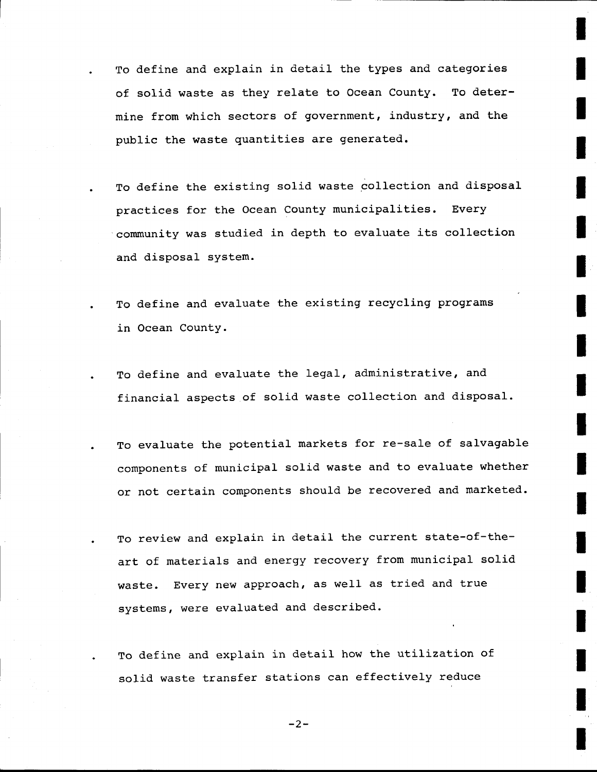- To define and explain in detail the types and categories of solid waste as they relate to Ocean County. To determine from which sectors of government, industry, and the public the waste quantities are generated.

- To define the existing solid waste collection and disposal practices for the Ocean County municipalities. Every community was studied in depth to evaluate its collection and disposal system.

- To define and evaluate the existing recycling programs in Ocean County.

- To define and evaluate the legal, administrative, and financial aspects of solid waste collection and disposal.

- To evaluate the potential markets for re-sale of salvagable components of municipal solid waste and to evaluate whether or not certain components should be recovered and marketed.

- To review and explain in detail the current state-of-the-art of materials and energy recovery from municipal solid waste. Every new approach, as well as tried and true systems, were evaluated and described.

- To define and explain in detail how the utilization of solid waste transfer stations can effectively reduce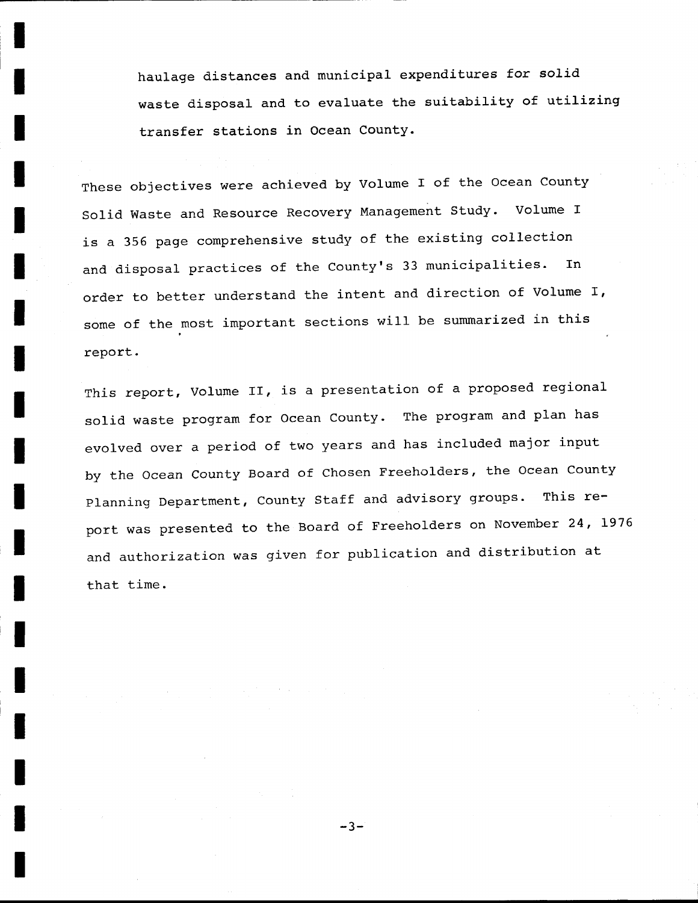haulage distances and municipal expenditures for solid waste disposal and to evaluate the suitability of utilizing transfer stations in Ocean County.

These objectives were achieved by Volume I of the Ocean County Solid Waste and Resource Recovery Management Study. Volume I is a 356 page comprehensive study of the existing collection and disposal practices of the County's 33 municipalities. In order to better understand the intent and direction of Volume I, some of the most important sections will be summarized in this report.

This report, Volume II, is a presentation of a proposed regional solid waste program for Ocean County. The program and plan has evolved over a period of two years and has included major input by the Ocean County Board of Chosen Freeholders, the Ocean County Planning Department, County Staff and advisory groups. This report was presented to the Board of Freeholders on November 24, 1976 and authorization was given for publication and distribution at that time.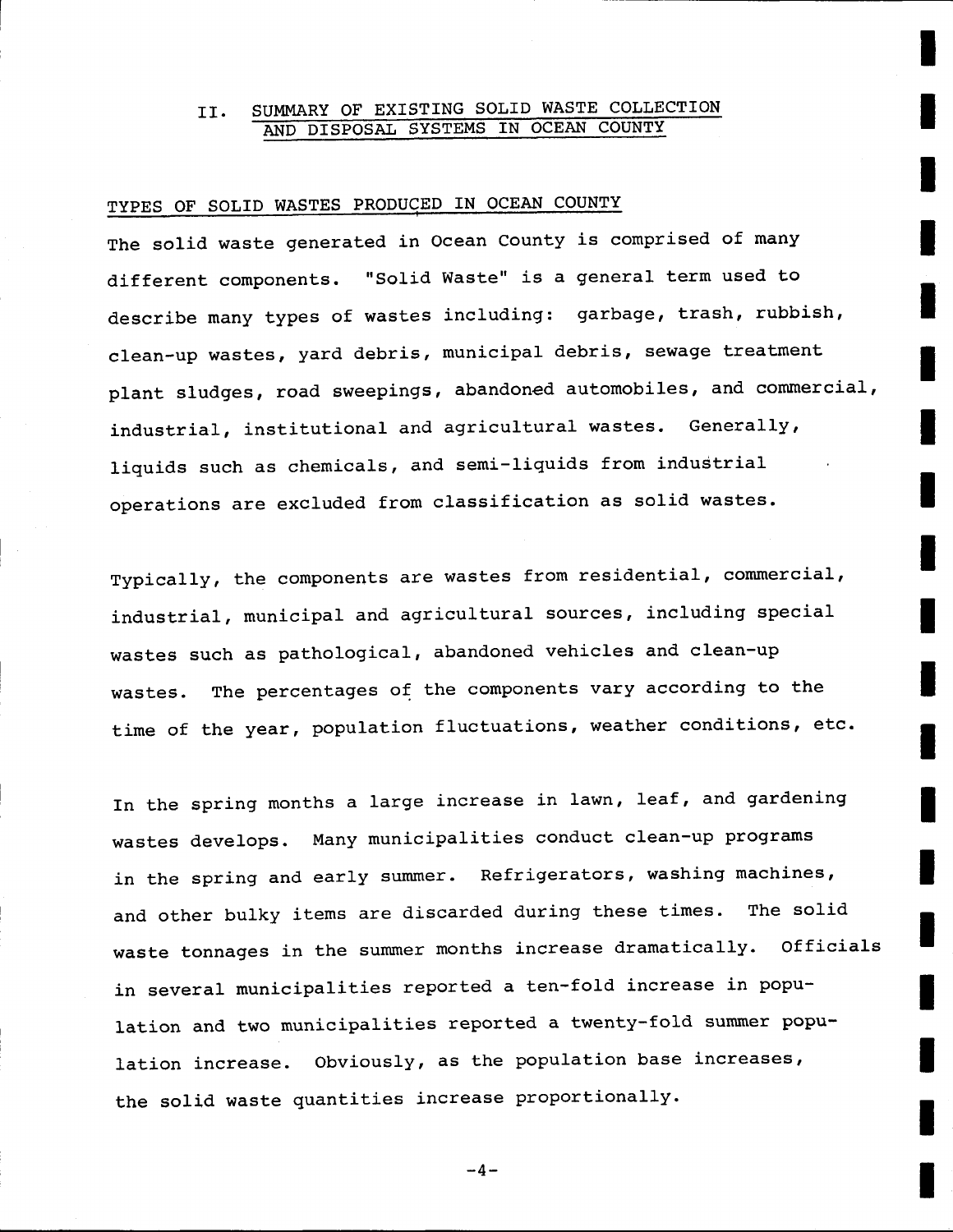## II. SUMMARY OF EXISTING SOLID WASTE COLLECTION AND DISPOSAL SYSTEMS IN OCEAN COUNTY

### TYPES OF SOLID WASTES PRODUCED IN OCEAN COUNTY

The solid waste generated in Ocean County is comprised of many different components. "Solid Waste" is a general term used to describe many types of wastes including: garbage, trash, rubbish, clean-up wastes, yard debris, municipal debris, sewage treatment plant sludges, road sweepings, abandoned automobiles, and commercial, industrial, institutional and agricultural wastes. Generally, liquids such as chemicals, and semi-liquids from industrial operations are excluded from classification as solid wastes.

Typically, the components are wastes from residential, commercial, industrial, municipal and agricultural sources, including special wastes such as pathological, abandoned vehicles and clean-up wastes. The percentages of the components vary according to the time of the year, population fluctuations, weather conditions, etc.

In the spring months a large increase in lawn, leaf, and gardening wastes develops. Many municipalities conduct clean-up programs in the spring and early summer. Refrigerators, washing machines, and other bulky items are discarded during these times. The solid waste tonnages in the summer months increase dramatically. Officials in several municipalities reported a ten-fold increase in population and two municipalities reported a twenty-fold summer population increase. Obviously, as the population base increases, the solid waste quantities increase proportionally.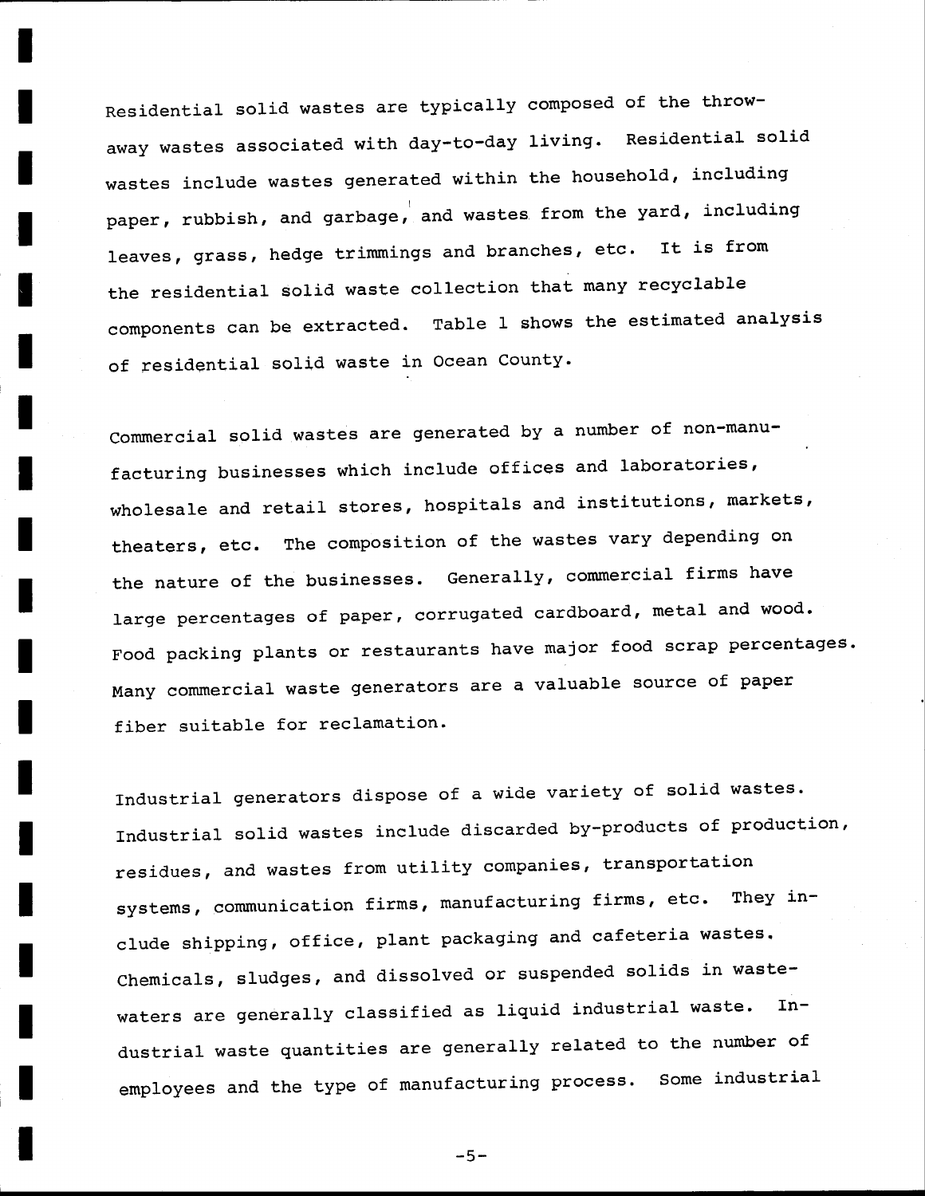Residential solid wastes are typically composed of the throw-away wastes associated with day-to-day living. Residential solid wastes include wastes generated within the household, including paper, rubbish, and garbage, and wastes from the yard, including leaves, grass, hedge trimmings and branches, etc. It is from the residential solid waste collection that many recyclable components can be extracted. Table 1 shows the estimated analysis of residential solid waste in Ocean County.

Commercial solid wastes are generated by a number of non-manufacturing businesses which include offices and laboratories, wholesale and retail stores, hospitals and institutions, markets, theaters, etc. The composition of the wastes vary depending on the nature of the businesses. Generally, commercial firms have large percentages of paper, corrugated cardboard, metal and wood. Food packing plants or restaurants have major food scrap percentages. Many commercial waste generators are a valuable source of paper fiber suitable for reclamation.

Industrial generators dispose of a wide variety of solid wastes. Industrial solid wastes include discarded by-products of production, residues, and wastes from utility companies, transportation systems, communication firms, manufacturing firms, etc. They include shipping, office, plant packaging and cafeteria wastes. Chemicals, sludges, and dissolved or suspended solids in wastewaters are generally classified as liquid industrial waste. Industrial waste quantities are generally related to the number of employees and the type of manufacturing process. Some industrial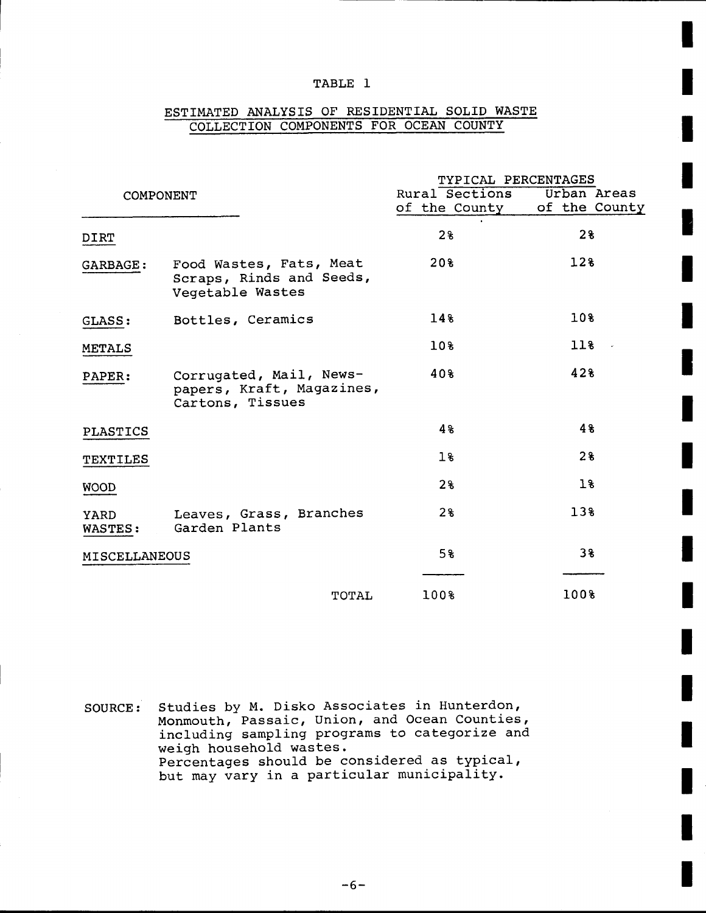TABLE 1

ESTIMATED ANALYSIS OF RESIDENTIAL SOLID WASTE COLLECTION COMPONENTS FOR OCEAN COUNTY

| COMPONENT | | TYPICAL PERCENTAGES | |
|---|---|---|---|
| | | Rural Sections of the County | Urban Areas of the County |
| DIRT | | 2% | 2% |
| GARBAGE: | Food Wastes, Fats, Meat Scraps, Rinds and Seeds, Vegetable Wastes | 20% | 12% |
| GLASS: | Bottles, Ceramics | 14% | 10% |
| METALS | | 10% | 11% |
| PAPER: | Corrugated, Mail, Newspapers, Kraft, Magazines, Cartons, Tissues | 40% | 42% |
| PLASTICS | | 4% | 4% |
| TEXTILES | | 1% | 2% |
| WOOD | | 2% | 1% |
| YARD WASTES: | Leaves, Grass, Branches Garden Plants | 2% | 13% |
| MISCELLANEOUS | | 5% | 3% |
| | TOTAL | 100% | 100% |

SOURCE: Studies by M. Disko Associates in Hunterdon, Monmouth, Passaic, Union, and Ocean Counties, including sampling programs to categorize and weigh household wastes.
Percentages should be considered as typical, but may vary in a particular municipality.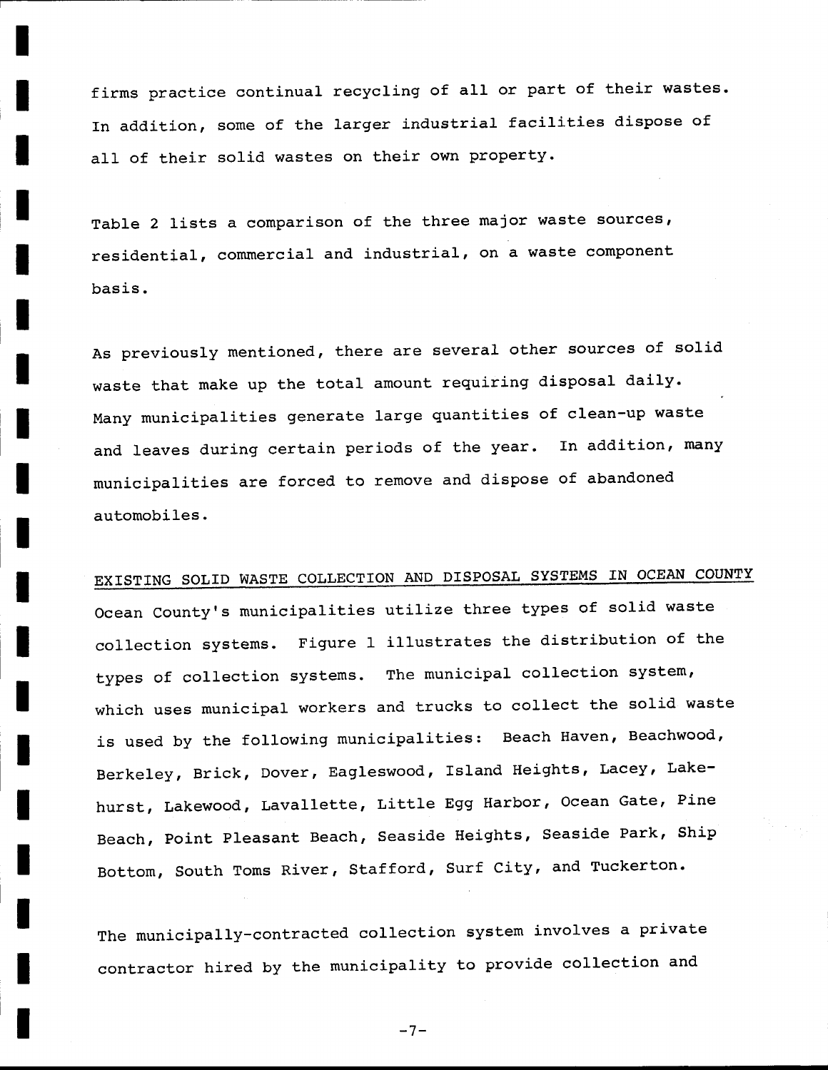firms practice continual recycling of all or part of their wastes. In addition, some of the larger industrial facilities dispose of all of their solid wastes on their own property.

Table 2 lists a comparison of the three major waste sources, residential, commercial and industrial, on a waste component basis.

As previously mentioned, there are several other sources of solid waste that make up the total amount requiring disposal daily. Many municipalities generate large quantities of clean-up waste and leaves during certain periods of the year. In addition, many municipalities are forced to remove and dispose of abandoned automobiles.

## EXISTING SOLID WASTE COLLECTION AND DISPOSAL SYSTEMS IN OCEAN COUNTY

Ocean County's municipalities utilize three types of solid waste collection systems. Figure 1 illustrates the distribution of the types of collection systems. The municipal collection system, which uses municipal workers and trucks to collect the solid waste is used by the following municipalities: Beach Haven, Beachwood, Berkeley, Brick, Dover, Eagleswood, Island Heights, Lacey, Lakehurst, Lakewood, Lavallette, Little Egg Harbor, Ocean Gate, Pine Beach, Point Pleasant Beach, Seaside Heights, Seaside Park, Ship Bottom, South Toms River, Stafford, Surf City, and Tuckerton.

The municipally-contracted collection system involves a private contractor hired by the municipality to provide collection and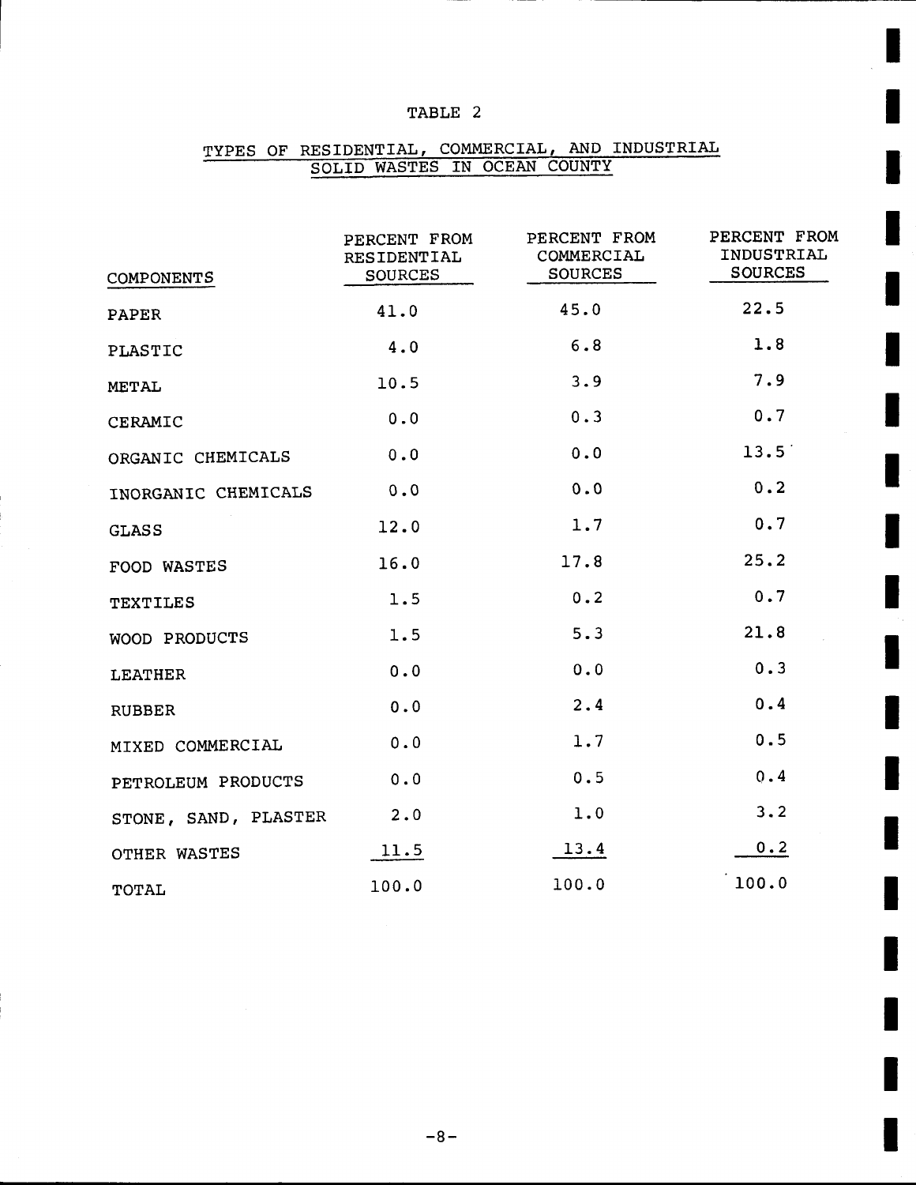TABLE 2

TYPES OF RESIDENTIAL, COMMERCIAL, AND INDUSTRIAL SOLID WASTES IN OCEAN COUNTY

| COMPONENTS | PERCENT FROM RESIDENTIAL SOURCES | PERCENT FROM COMMERCIAL SOURCES | PERCENT FROM INDUSTRIAL SOURCES |
|---|---|---|---|
| PAPER | 41.0 | 45.0 | 22.5 |
| PLASTIC | 4.0 | 6.8 | 1.8 |
| METAL | 10.5 | 3.9 | 7.9 |
| CERAMIC | 0.0 | 0.3 | 0.7 |
| ORGANIC CHEMICALS | 0.0 | 0.0 | 13.5 |
| INORGANIC CHEMICALS | 0.0 | 0.0 | 0.2 |
| GLASS | 12.0 | 1.7 | 0.7 |
| FOOD WASTES | 16.0 | 17.8 | 25.2 |
| TEXTILES | 1.5 | 0.2 | 0.7 |
| WOOD PRODUCTS | 1.5 | 5.3 | 21.8 |
| LEATHER | 0.0 | 0.0 | 0.3 |
| RUBBER | 0.0 | 2.4 | 0.4 |
| MIXED COMMERCIAL | 0.0 | 1.7 | 0.5 |
| PETROLEUM PRODUCTS | 0.0 | 0.5 | 0.4 |
| STONE, SAND, PLASTER | 2.0 | 1.0 | 3.2 |
| OTHER WASTES | 11.5 | 13.4 | 0.2 |
| TOTAL | 100.0 | 100.0 | 100.0 |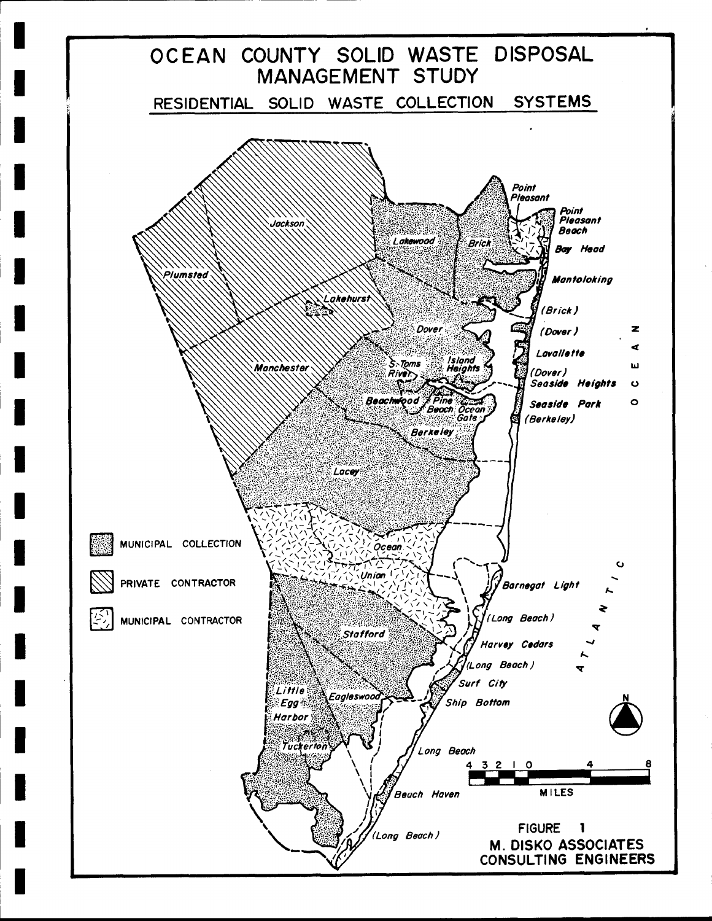# OCEAN COUNTY SOLID WASTE DISPOSAL MANAGEMENT STUDY

## RESIDENTIAL SOLID WASTE COLLECTION SYSTEMS

Jackson
Plumsted
Lakehurst
Manchester
Lakewood
Brick
Point Pleasant
Point Pleasant Beach
Bay Head
Mantoloking
(Brick)
(Dover)
Lavallette
(Dover)
Seaside Heights
Seaside Park
(Berkeley)
Dover
S. Toms River
Island Heights
Beachwood
Pine Beach
Ocean Gate
Berkeley
Lacey
Ocean
Union
Barnegat Light
(Long Beach)
Harvey Cedars
(Long Beach)
Surf City
Ship Bottom
Stafford
Little Egg Harbor
Eagleswood
Tuckerton
Long Beach
Beach Haven
(Long Beach)

ATLANTIC OCEAN

MUNICIPAL COLLECTION

PRIVATE CONTRACTOR

MUNICIPAL CONTRACTOR

N

4 3 2 1 0 4 8

MILES

FIGURE 1

M. DISKO ASSOCIATES
CONSULTING ENGINEERS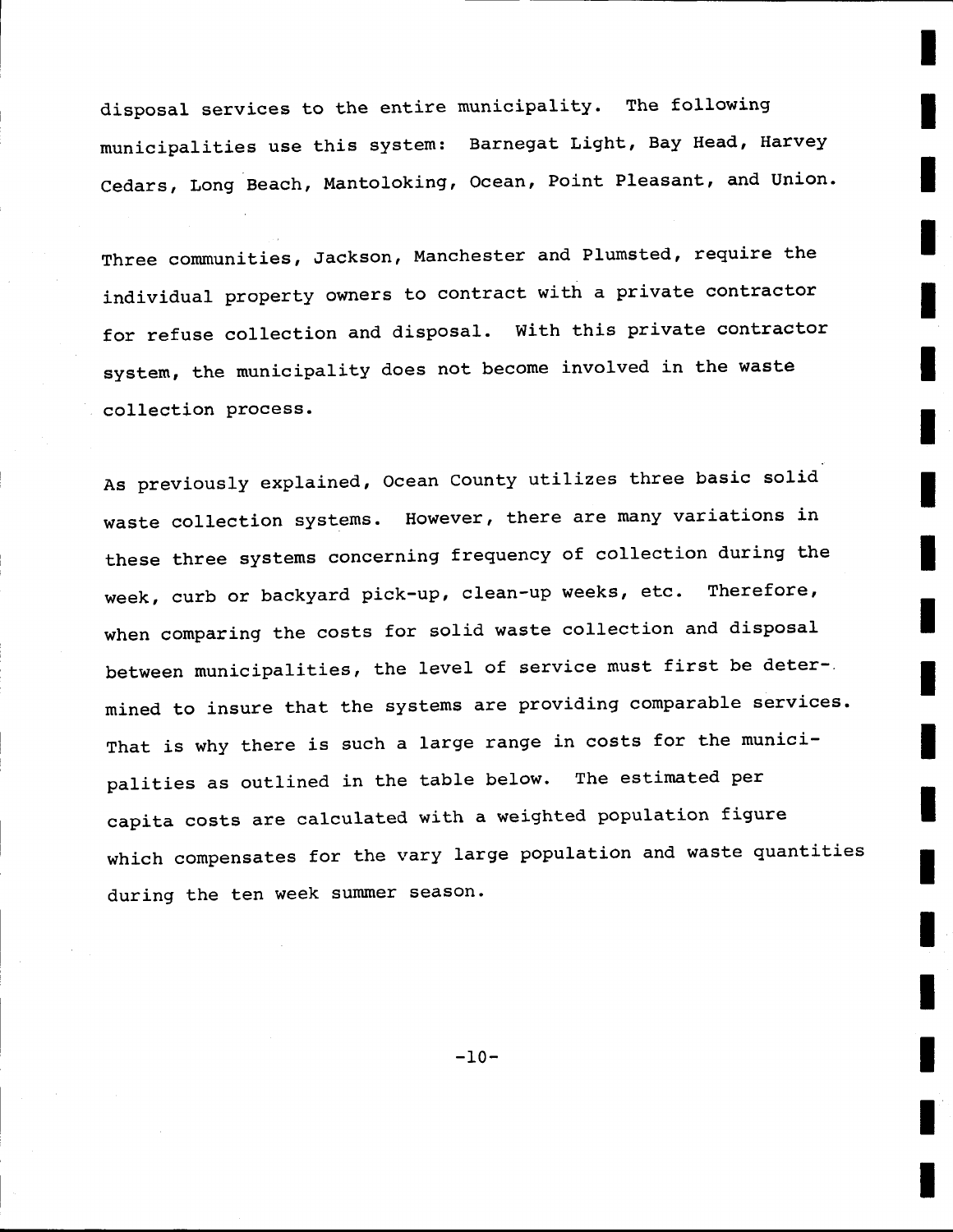disposal services to the entire municipality. The following municipalities use this system: Barnegat Light, Bay Head, Harvey Cedars, Long Beach, Mantoloking, Ocean, Point Pleasant, and Union.

Three communities, Jackson, Manchester and Plumsted, require the individual property owners to contract with a private contractor for refuse collection and disposal. With this private contractor system, the municipality does not become involved in the waste collection process.

As previously explained, Ocean County utilizes three basic solid waste collection systems. However, there are many variations in these three systems concerning frequency of collection during the week, curb or backyard pick-up, clean-up weeks, etc. Therefore, when comparing the costs for solid waste collection and disposal between municipalities, the level of service must first be determined to insure that the systems are providing comparable services. That is why there is such a large range in costs for the municipalities as outlined in the table below. The estimated per capita costs are calculated with a weighted population figure which compensates for the vary large population and waste quantities during the ten week summer season.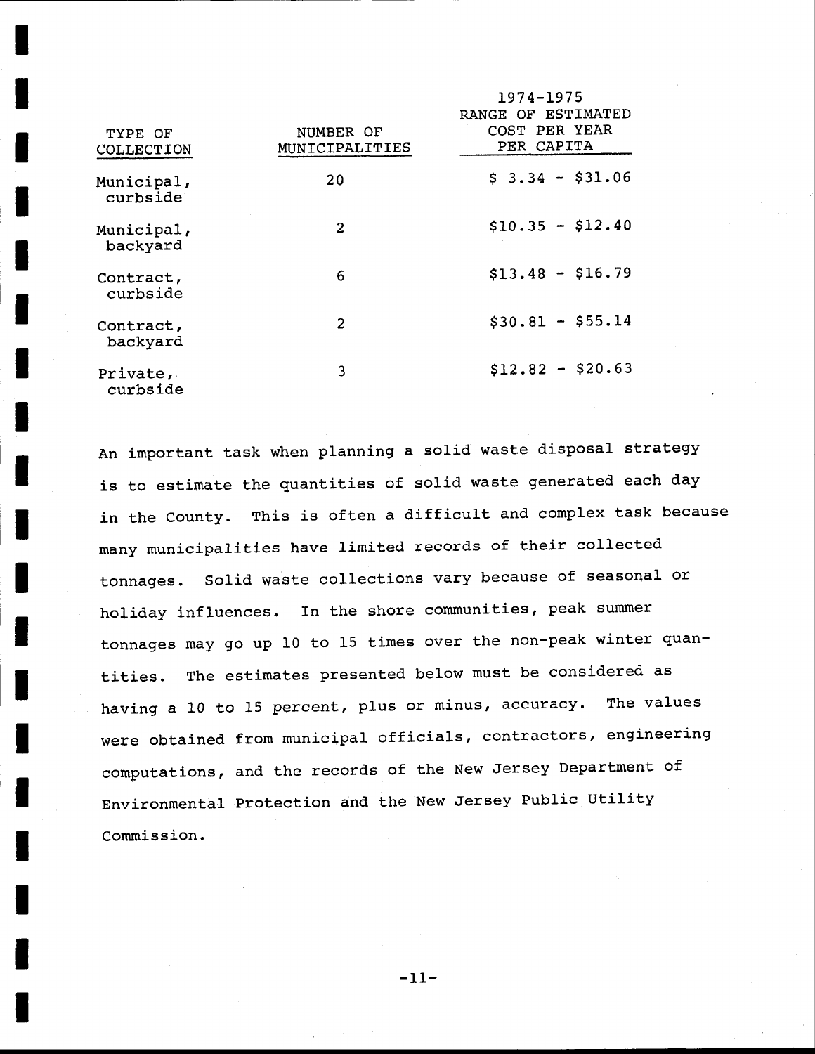| TYPE OF COLLECTION | NUMBER OF MUNICIPALITIES | 1974-1975 RANGE OF ESTIMATED COST PER YEAR PER CAPITA |
|---|---|---|
| Municipal, curbside | 20 | $ 3.34 - $31.06 |
| Municipal, backyard | 2 | $10.35 - $12.40 |
| Contract, curbside | 6 | $13.48 - $16.79 |
| Contract, backyard | 2 | $30.81 - $55.14 |
| Private, curbside | 3 | $12.82 - $20.63 |

An important task when planning a solid waste disposal strategy is to estimate the quantities of solid waste generated each day in the County. This is often a difficult and complex task because many municipalities have limited records of their collected tonnages. Solid waste collections vary because of seasonal or holiday influences. In the shore communities, peak summer tonnages may go up 10 to 15 times over the non-peak winter quantities. The estimates presented below must be considered as having a 10 to 15 percent, plus or minus, accuracy. The values were obtained from municipal officials, contractors, engineering computations, and the records of the New Jersey Department of Environmental Protection and the New Jersey Public Utility Commission.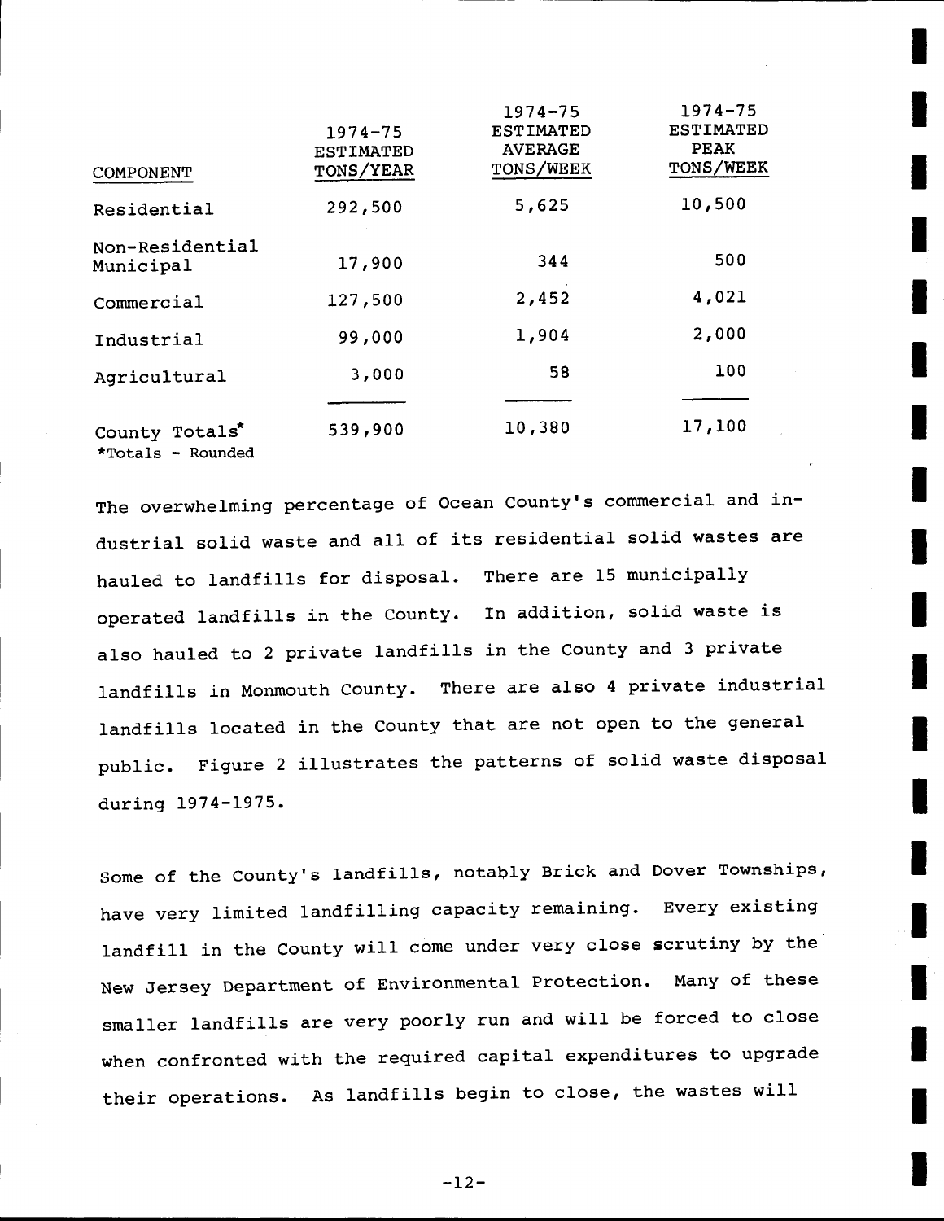| COMPONENT | 1974-75 ESTIMATED TONS/YEAR | 1974-75 ESTIMATED AVERAGE TONS/WEEK | 1974-75 ESTIMATED PEAK TONS/WEEK |
|---|---|---|---|
| Residential | 292,500 | 5,625 | 10,500 |
| Non-Residential Municipal | 17,900 | 344 | 500 |
| Commercial | 127,500 | 2,452 | 4,021 |
| Industrial | 99,000 | 1,904 | 2,000 |
| Agricultural | 3,000 | 58 | 100 |
| County Totals* | 539,900 | 10,380 | 17,100 |

*Totals - Rounded

The overwhelming percentage of Ocean County's commercial and industrial solid waste and all of its residential solid wastes are hauled to landfills for disposal. There are 15 municipally operated landfills in the County. In addition, solid waste is also hauled to 2 private landfills in the County and 3 private landfills in Monmouth County. There are also 4 private industrial landfills located in the County that are not open to the general public. Figure 2 illustrates the patterns of solid waste disposal during 1974-1975.

Some of the County's landfills, notably Brick and Dover Townships, have very limited landfilling capacity remaining. Every existing landfill in the County will come under very close scrutiny by the New Jersey Department of Environmental Protection. Many of these smaller landfills are very poorly run and will be forced to close when confronted with the required capital expenditures to upgrade their operations. As landfills begin to close, the wastes will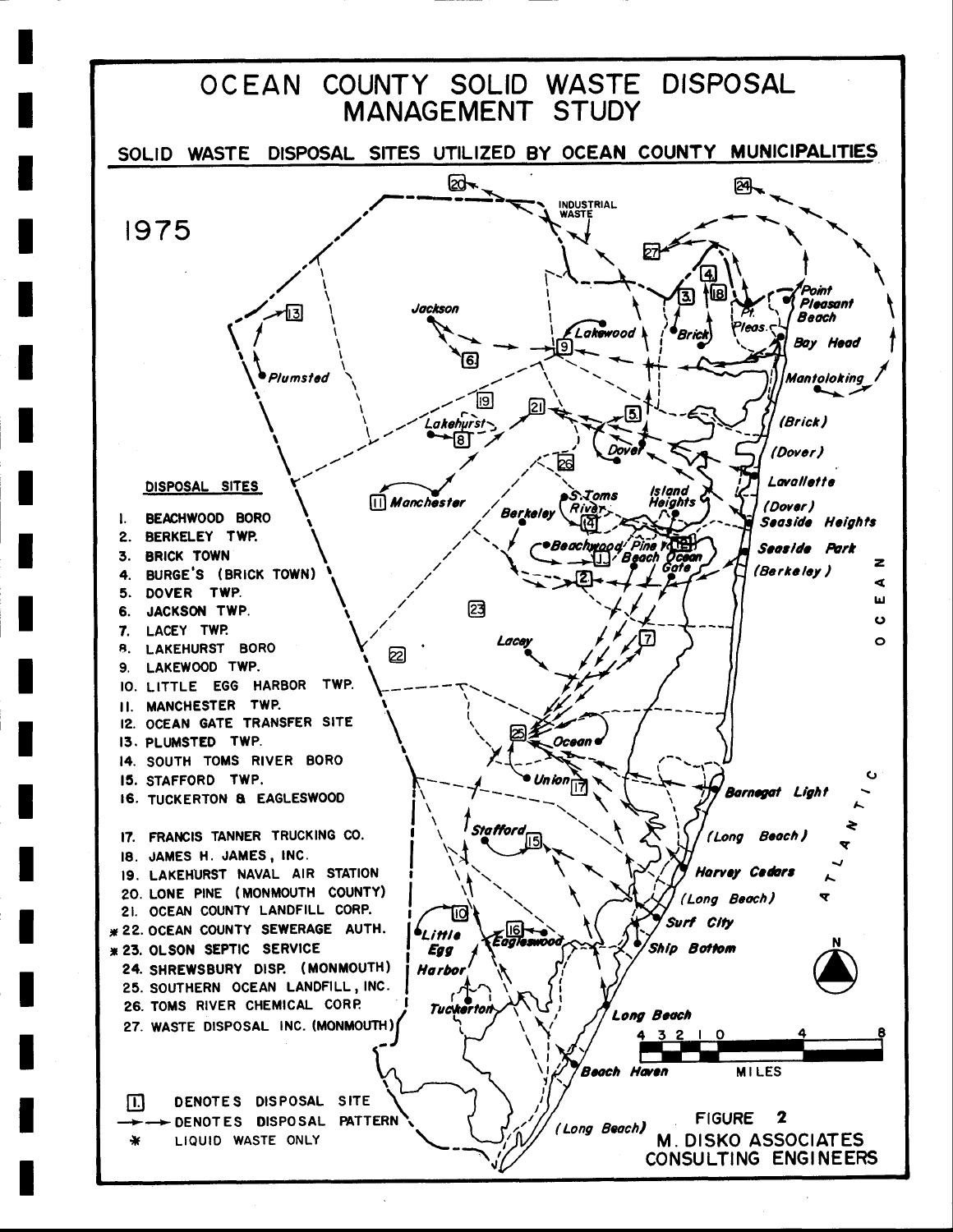# OCEAN COUNTY SOLID WASTE DISPOSAL MANAGEMENT STUDY

## SOLID WASTE DISPOSAL SITES UTILIZED BY OCEAN COUNTY MUNICIPALITIES

1975

**DISPOSAL SITES**

1. BEACHWOOD BORO
2. BERKELEY TWP.
3. BRICK TOWN
4. BURGE'S (BRICK TOWN)
5. DOVER TWP.
6. JACKSON TWP.
7. LACEY TWP.
8. LAKEHURST BORO
9. LAKEWOOD TWP.
10. LITTLE EGG HARBOR TWP.
11. MANCHESTER TWP.
12. OCEAN GATE TRANSFER SITE
13. PLUMSTED TWP.
14. SOUTH TOMS RIVER BORO
15. STAFFORD TWP.
16. TUCKERTON & EAGLESWOOD
17. FRANCIS TANNER TRUCKING CO.
18. JAMES H. JAMES, INC.
19. LAKEHURST NAVAL AIR STATION
20. LONE PINE (MONMOUTH COUNTY)
21. OCEAN COUNTY LANDFILL CORP.
22. OCEAN COUNTY SEWERAGE AUTH. *
23. OLSON SEPTIC SERVICE *
24. SHREWSBURY DISP. (MONMOUTH)
25. SOUTHERN OCEAN LANDFILL, INC.
26. TOMS RIVER CHEMICAL CORP.
27. WASTE DISPOSAL INC. (MONMOUTH)

[1] DENOTES DISPOSAL SITE

→→ DENOTES DISPOSAL PATTERN

\* LIQUID WASTE ONLY

FIGURE 2

M. DISKO ASSOCIATES CONSULTING ENGINEERS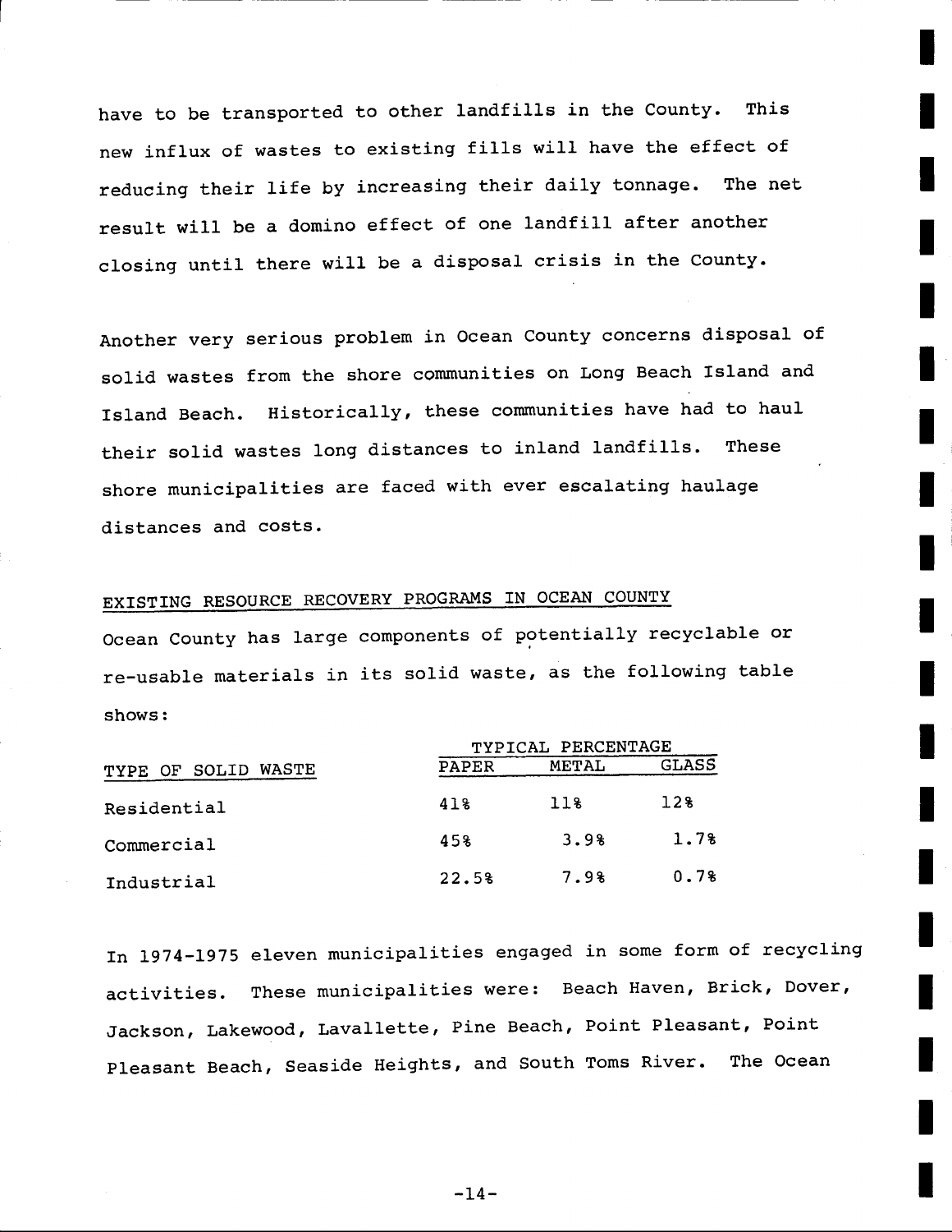have to be transported to other landfills in the County. This new influx of wastes to existing fills will have the effect of reducing their life by increasing their daily tonnage. The net result will be a domino effect of one landfill after another closing until there will be a disposal crisis in the County.

Another very serious problem in Ocean County concerns disposal of solid wastes from the shore communities on Long Beach Island and Island Beach. Historically, these communities have had to haul their solid wastes long distances to inland landfills. These shore municipalities are faced with ever escalating haulage distances and costs.

## EXISTING RESOURCE RECOVERY PROGRAMS IN OCEAN COUNTY

Ocean County has large components of potentially recyclable or re-usable materials in its solid waste, as the following table shows:

| | TYPICAL PERCENTAGE | | |
|---|---|---|---|
| TYPE OF SOLID WASTE | PAPER | METAL | GLASS |
| Residential | 41% | 11% | 12% |
| Commercial | 45% | 3.9% | 1.7% |
| Industrial | 22.5% | 7.9% | 0.7% |

In 1974-1975 eleven municipalities engaged in some form of recycling activities. These municipalities were: Beach Haven, Brick, Dover, Jackson, Lakewood, Lavallette, Pine Beach, Point Pleasant, Point Pleasant Beach, Seaside Heights, and South Toms River. The Ocean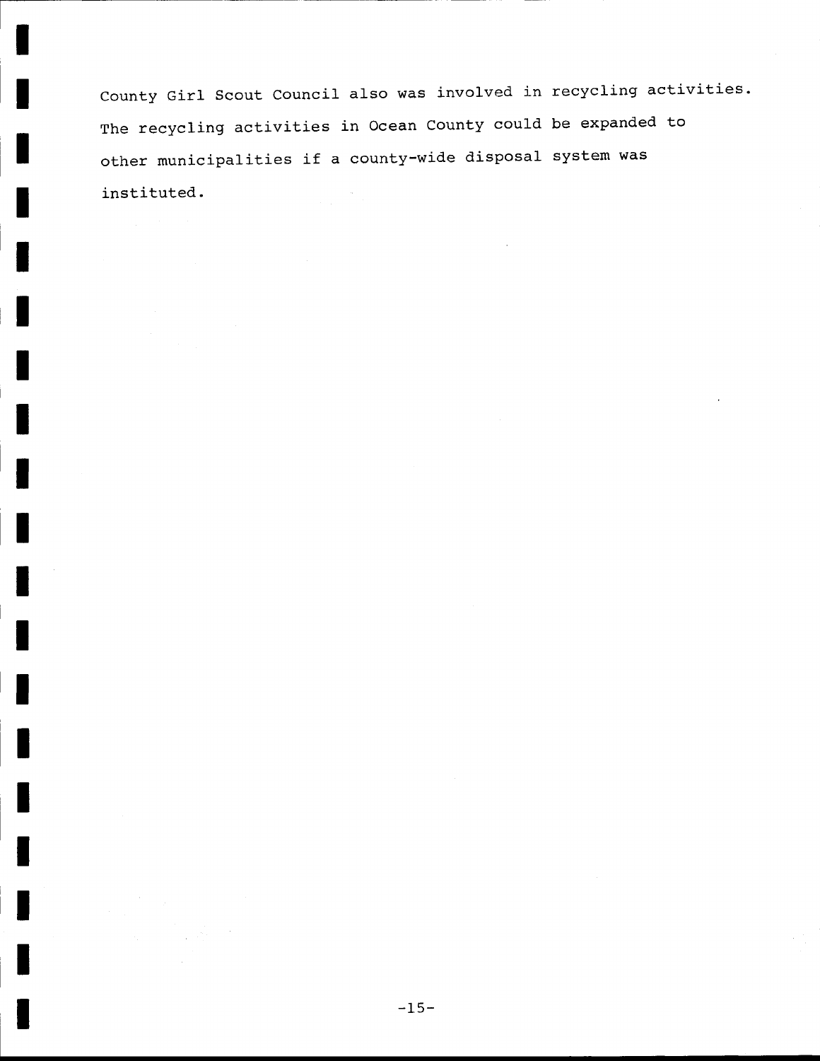County Girl Scout Council also was involved in recycling activities. The recycling activities in Ocean County could be expanded to other municipalities if a county-wide disposal system was instituted.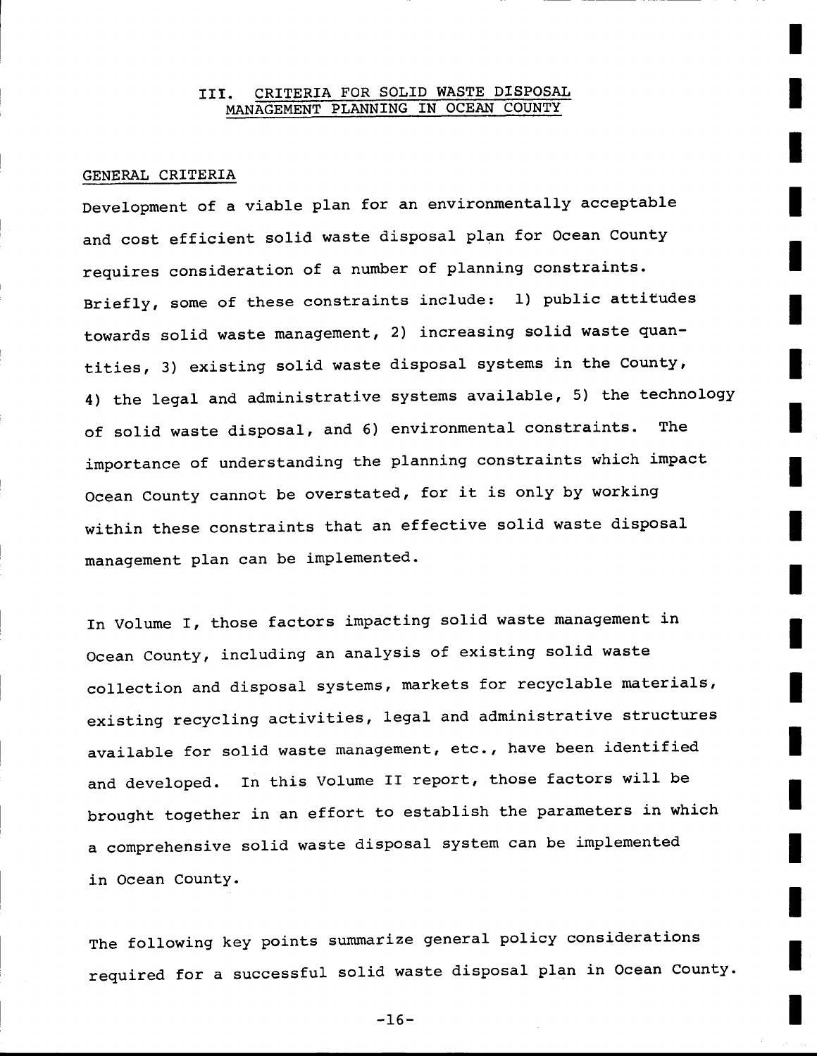# III. CRITERIA FOR SOLID WASTE DISPOSAL MANAGEMENT PLANNING IN OCEAN COUNTY

## GENERAL CRITERIA

Development of a viable plan for an environmentally acceptable and cost efficient solid waste disposal plan for Ocean County requires consideration of a number of planning constraints. Briefly, some of these constraints include: 1) public attitudes towards solid waste management, 2) increasing solid waste quantities, 3) existing solid waste disposal systems in the County, 4) the legal and administrative systems available, 5) the technology of solid waste disposal, and 6) environmental constraints. The importance of understanding the planning constraints which impact Ocean County cannot be overstated, for it is only by working within these constraints that an effective solid waste disposal management plan can be implemented.

In Volume I, those factors impacting solid waste management in Ocean County, including an analysis of existing solid waste collection and disposal systems, markets for recyclable materials, existing recycling activities, legal and administrative structures available for solid waste management, etc., have been identified and developed. In this Volume II report, those factors will be brought together in an effort to establish the parameters in which a comprehensive solid waste disposal system can be implemented in Ocean County.

The following key points summarize general policy considerations required for a successful solid waste disposal plan in Ocean County.